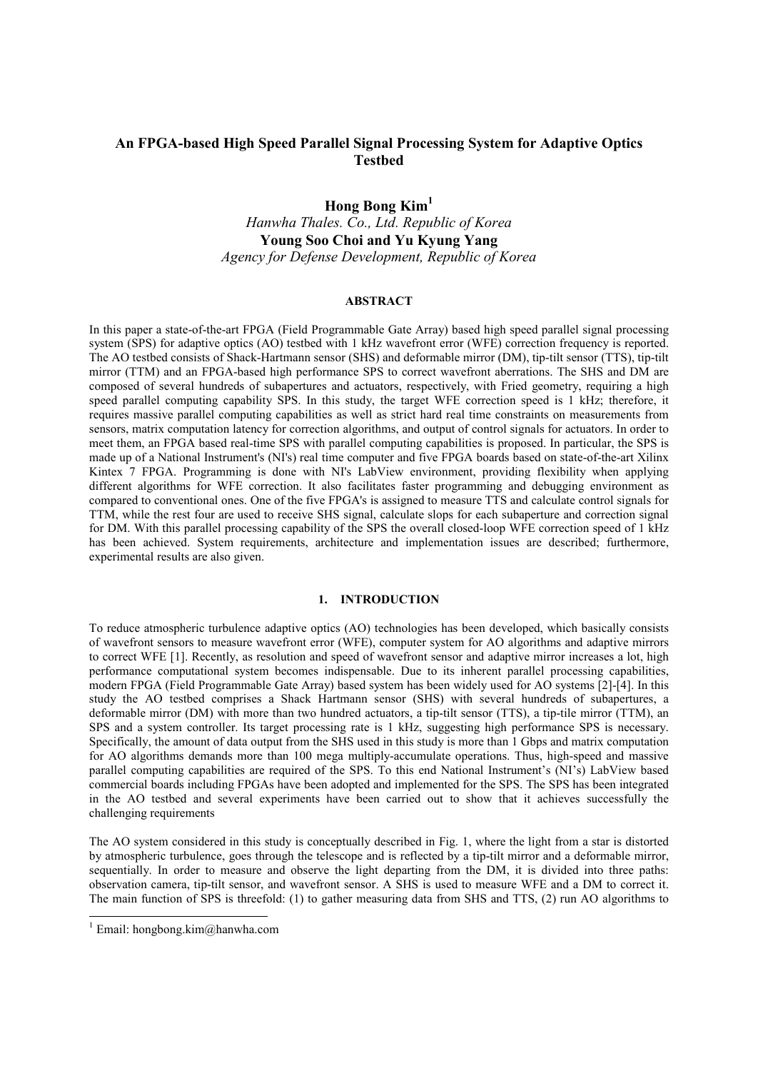# An FPGA-based High Speed Parallel Signal Processing System for Adaptive Optics Testbed

**Hong Bong Kim**[1]

*Hanwha Thales. Co., Ltd. Republic of Korea*

**Young Soo Choi and Yu Kyung Yang**

*Agency for Defense Development, Republic of Korea*

## ABSTRACT

In this paper a state-of-the-art FPGA (Field Programmable Gate Array) based high speed parallel signal processing system (SPS) for adaptive optics (AO) testbed with 1 kHz wavefront error (WFE) correction frequency is reported. The AO testbed consists of Shack-Hartmann sensor (SHS) and deformable mirror (DM), tip-tilt sensor (TTS), tip-tilt mirror (TTM) and an FPGA-based high performance SPS to correct wavefront aberrations. The SHS and DM are composed of several hundreds of subapertures and actuators, respectively, with Fried geometry, requiring a high speed parallel computing capability SPS. In this study, the target WFE correction speed is 1 kHz; therefore, it requires massive parallel computing capabilities as well as strict hard real time constraints on measurements from sensors, matrix computation latency for correction algorithms, and output of control signals for actuators. In order to meet them, an FPGA based real-time SPS with parallel computing capabilities is proposed. In particular, the SPS is made up of a National Instrument's (NI's) real time computer and five FPGA boards based on state-of-the-art Xilinx Kintex 7 FPGA. Programming is done with NI's LabView environment, providing flexibility when applying different algorithms for WFE correction. It also facilitates faster programming and debugging environment as compared to conventional ones. One of the five FPGA's is assigned to measure TTS and calculate control signals for TTM, while the rest four are used to receive SHS signal, calculate slops for each subaperture and correction signal for DM. With this parallel processing capability of the SPS the overall closed-loop WFE correction speed of 1 kHz has been achieved. System requirements, architecture and implementation issues are described; furthermore, experimental results are also given.

## 1. INTRODUCTION

To reduce atmospheric turbulence adaptive optics (AO) technologies has been developed, which basically consists of wavefront sensors to measure wavefront error (WFE), computer system for AO algorithms and adaptive mirrors to correct WFE [1]. Recently, as resolution and speed of wavefront sensor and adaptive mirror increases a lot, high performance computational system becomes indispensable. Due to its inherent parallel processing capabilities, modern FPGA (Field Programmable Gate Array) based system has been widely used for AO systems [2]-[4]. In this study the AO testbed comprises a Shack Hartmann sensor (SHS) with several hundreds of subapertures, a deformable mirror (DM) with more than two hundred actuators, a tip-tilt sensor (TTS), a tip-tile mirror (TTM), an SPS and a system controller. Its target processing rate is 1 kHz, suggesting high performance SPS is necessary. Specifically, the amount of data output from the SHS used in this study is more than 1 Gbps and matrix computation for AO algorithms demands more than 100 mega multiply-accumulate operations. Thus, high-speed and massive parallel computing capabilities are required of the SPS. To this end National Instrument's (NI's) LabView based commercial boards including FPGAs have been adopted and implemented for the SPS. The SPS has been integrated in the AO testbed and several experiments have been carried out to show that it achieves successfully the challenging requirements

The AO system considered in this study is conceptually described in Fig. 1, where the light from a star is distorted by atmospheric turbulence, goes through the telescope and is reflected by a tip-tilt mirror and a deformable mirror, sequentially. In order to measure and observe the light departing from the DM, it is divided into three paths: observation camera, tip-tilt sensor, and wavefront sensor. A SHS is used to measure WFE and a DM to correct it. The main function of SPS is threefold: (1) to gather measuring data from SHS and TTS, (2) run AO algorithms to

[1] Email: hongbong.kim@hanwha.com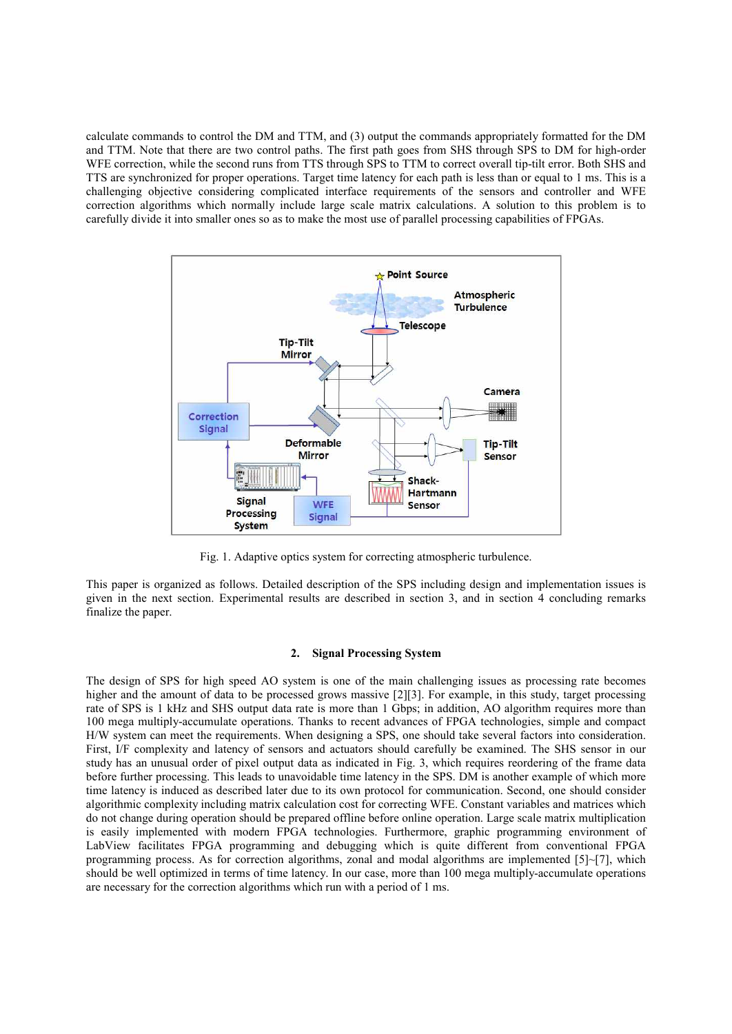calculate commands to control the DM and TTM, and (3) output the commands appropriately formatted for the DM and TTM. Note that there are two control paths. The first path goes from SHS through SPS to DM for high-order WFE correction, while the second runs from TTS through SPS to TTM to correct overall tip-tilt error. Both SHS and TTS are synchronized for proper operations. Target time latency for each path is less than or equal to 1 ms. This is a challenging objective considering complicated interface requirements of the sensors and controller and WFE correction algorithms which normally include large scale matrix calculations. A solution to this problem is to carefully divide it into smaller ones so as to make the most use of parallel processing capabilities of FPGAs.

Fig. 1. Adaptive optics system for correcting atmospheric turbulence.

This paper is organized as follows. Detailed description of the SPS including design and implementation issues is given in the next section. Experimental results are described in section 3, and in section 4 concluding remarks finalize the paper.

## 2. Signal Processing System

The design of SPS for high speed AO system is one of the main challenging issues as processing rate becomes higher and the amount of data to be processed grows massive [2][3]. For example, in this study, target processing rate of SPS is 1 kHz and SHS output data rate is more than 1 Gbps; in addition, AO algorithm requires more than 100 mega multiply-accumulate operations. Thanks to recent advances of FPGA technologies, simple and compact H/W system can meet the requirements. When designing a SPS, one should take several factors into consideration. First, I/F complexity and latency of sensors and actuators should carefully be examined. The SHS sensor in our study has an unusual order of pixel output data as indicated in Fig. 3, which requires reordering of the frame data before further processing. This leads to unavoidable time latency in the SPS. DM is another example of which more time latency is induced as described later due to its own protocol for communication. Second, one should consider algorithmic complexity including matrix calculation cost for correcting WFE. Constant variables and matrices which do not change during operation should be prepared offline before online operation. Large scale matrix multiplication is easily implemented with modern FPGA technologies. Furthermore, graphic programming environment of LabView facilitates FPGA programming and debugging which is quite different from conventional FPGA programming process. As for correction algorithms, zonal and modal algorithms are implemented [5]~[7], which should be well optimized in terms of time latency. In our case, more than 100 mega multiply-accumulate operations are necessary for the correction algorithms which run with a period of 1 ms.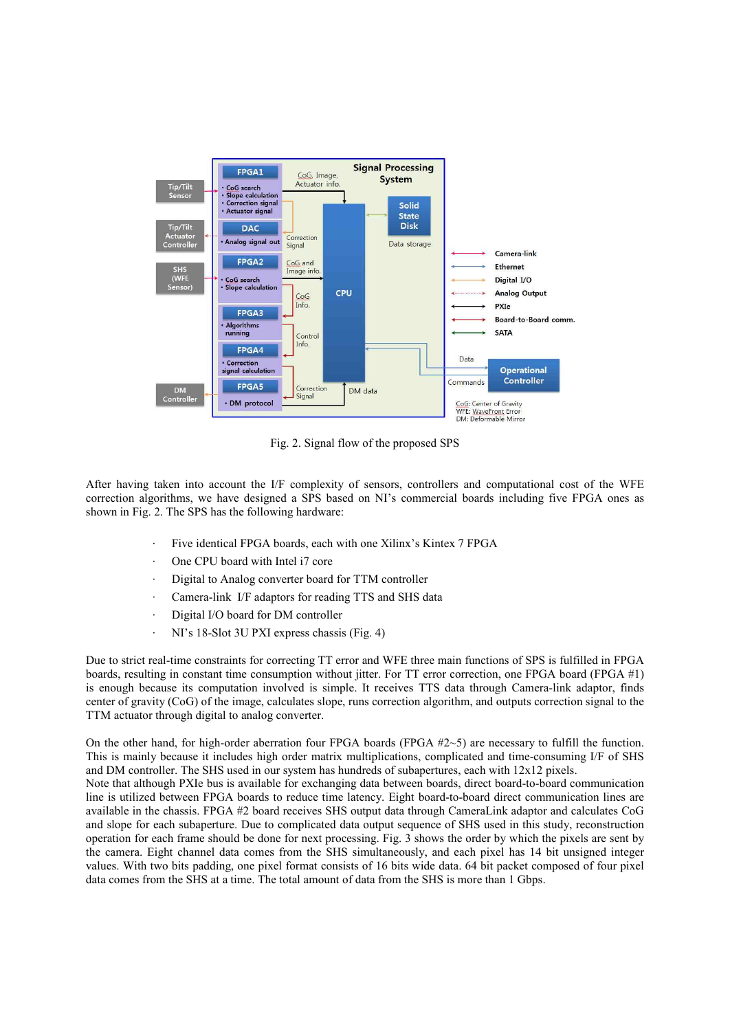Fig. 2. Signal flow of the proposed SPS

After having taken into account the I/F complexity of sensors, controllers and computational cost of the WFE correction algorithms, we have designed a SPS based on NI's commercial boards including five FPGA ones as shown in Fig. 2. The SPS has the following hardware:

- Five identical FPGA boards, each with one Xilinx's Kintex 7 FPGA
- One CPU board with Intel i7 core
- Digital to Analog converter board for TTM controller
- Camera-link I/F adaptors for reading TTS and SHS data
- Digital I/O board for DM controller
- NI's 18-Slot 3U PXI express chassis (Fig. 4)

Due to strict real-time constraints for correcting TT error and WFE three main functions of SPS is fulfilled in FPGA boards, resulting in constant time consumption without jitter. For TT error correction, one FPGA board (FPGA #1) is enough because its computation involved is simple. It receives TTS data through Camera-link adaptor, finds center of gravity (CoG) of the image, calculates slope, runs correction algorithm, and outputs correction signal to the TTM actuator through digital to analog converter.

On the other hand, for high-order aberration four FPGA boards (FPGA #2~5) are necessary to fulfill the function. This is mainly because it includes high order matrix multiplications, complicated and time-consuming I/F of SHS and DM controller. The SHS used in our system has hundreds of subapertures, each with 12x12 pixels.
Note that although PXIe bus is available for exchanging data between boards, direct board-to-board communication line is utilized between FPGA boards to reduce time latency. Eight board-to-board direct communication lines are available in the chassis. FPGA #2 board receives SHS output data through CameraLink adaptor and calculates CoG and slope for each subaperture. Due to complicated data output sequence of SHS used in this study, reconstruction operation for each frame should be done for next processing. Fig. 3 shows the order by which the pixels are sent by the camera. Eight channel data comes from the SHS simultaneously, and each pixel has 14 bit unsigned integer values. With two bits padding, one pixel format consists of 16 bits wide data. 64 bit packet composed of four pixel data comes from the SHS at a time. The total amount of data from the SHS is more than 1 Gbps.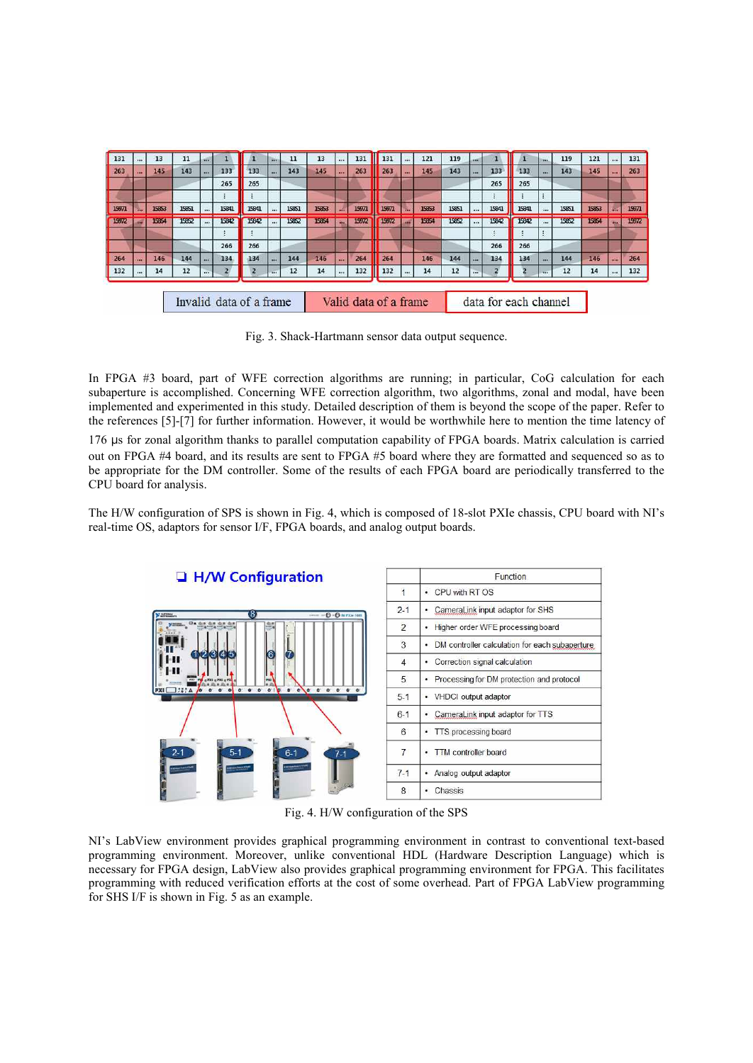Fig. 3. Shack-Hartmann sensor data output sequence.

In FPGA #3 board, part of WFE correction algorithms are running; in particular, CoG calculation for each subaperture is accomplished. Concerning WFE correction algorithm, two algorithms, zonal and modal, have been implemented and experimented in this study. Detailed description of them is beyond the scope of the paper. Refer to the references [5]-[7] for further information. However, it would be worthwhile here to mention the time latency of 176 μs for zonal algorithm thanks to parallel computation capability of FPGA boards. Matrix calculation is carried out on FPGA #4 board, and its results are sent to FPGA #5 board where they are formatted and sequenced so as to be appropriate for the DM controller. Some of the results of each FPGA board are periodically transferred to the CPU board for analysis.

The H/W configuration of SPS is shown in Fig. 4, which is composed of 18-slot PXIe chassis, CPU board with NI's real-time OS, adaptors for sensor I/F, FPGA boards, and analog output boards.

|  | Function |
|---|---|
| 1 | • CPU with RT OS |
| 2-1 | • CameraLink input adaptor for SHS |
| 2 | • Higher order WFE processing board |
| 3 | • DM controller calculation for each subaperture |
| 4 | • Correction signal calculation |
| 5 | • Processing for DM protection and protocol |
| 5-1 | • VHDCI output adaptor |
| 6-1 | • CameraLink input adaptor for TTS |
| 6 | • TTS processing board |
| 7 | • TTM controller board |
| 7-1 | • Analog output adaptor |
| 8 | • Chassis |

Fig. 4. H/W configuration of the SPS

NI's LabView environment provides graphical programming environment in contrast to conventional text-based programming environment. Moreover, unlike conventional HDL (Hardware Description Language) which is necessary for FPGA design, LabView also provides graphical programming environment for FPGA. This facilitates programming with reduced verification efforts at the cost of some overhead. Part of FPGA LabView programming for SHS I/F is shown in Fig. 5 as an example.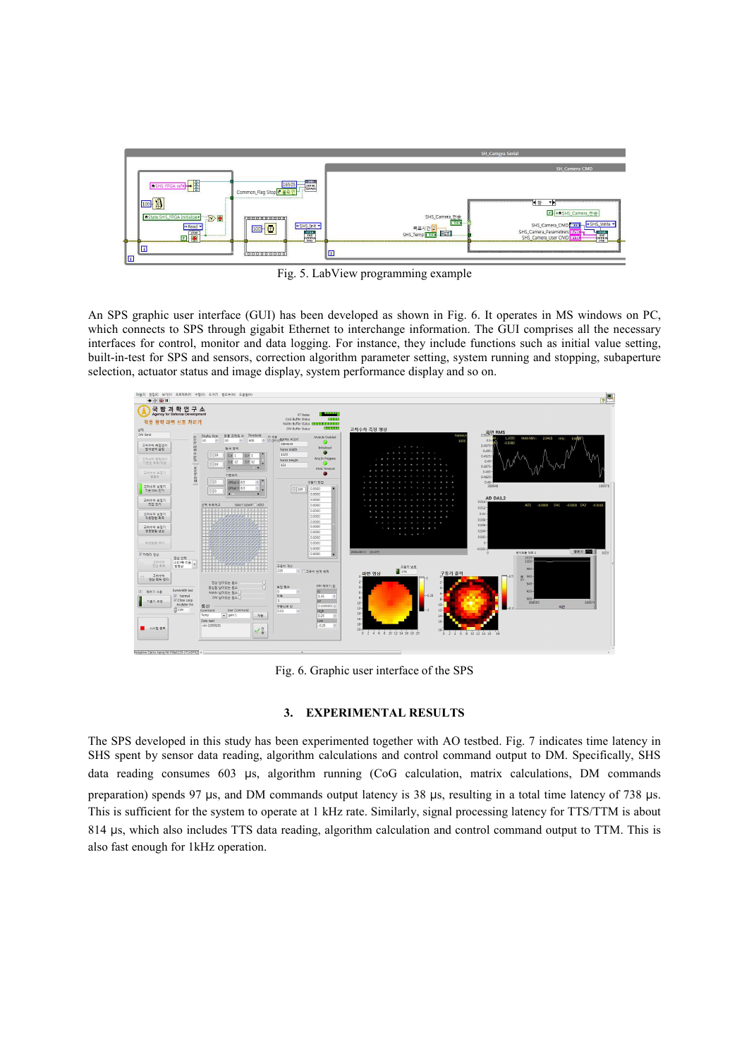Fig. 5. LabView programming example

An SPS graphic user interface (GUI) has been developed as shown in Fig. 6. It operates in MS windows on PC, which connects to SPS through gigabit Ethernet to interchange information. The GUI comprises all the necessary interfaces for control, monitor and data logging. For instance, they include functions such as initial value setting, built-in-test for SPS and sensors, correction algorithm parameter setting, system running and stopping, subaperture selection, actuator status and image display, system performance display and so on.

Fig. 6. Graphic user interface of the SPS

## 3. EXPERIMENTAL RESULTS

The SPS developed in this study has been experimented together with AO testbed. Fig. 7 indicates time latency in SHS spent by sensor data reading, algorithm calculations and control command output to DM. Specifically, SHS data reading consumes 603 μs, algorithm running (CoG calculation, matrix calculations, DM commands preparation) spends 97 μs, and DM commands output latency is 38 μs, resulting in a total time latency of 738 μs. This is sufficient for the system to operate at 1 kHz rate. Similarly, signal processing latency for TTS/TTM is about 814 μs, which also includes TTS data reading, algorithm calculation and control command output to TTM. This is also fast enough for 1kHz operation.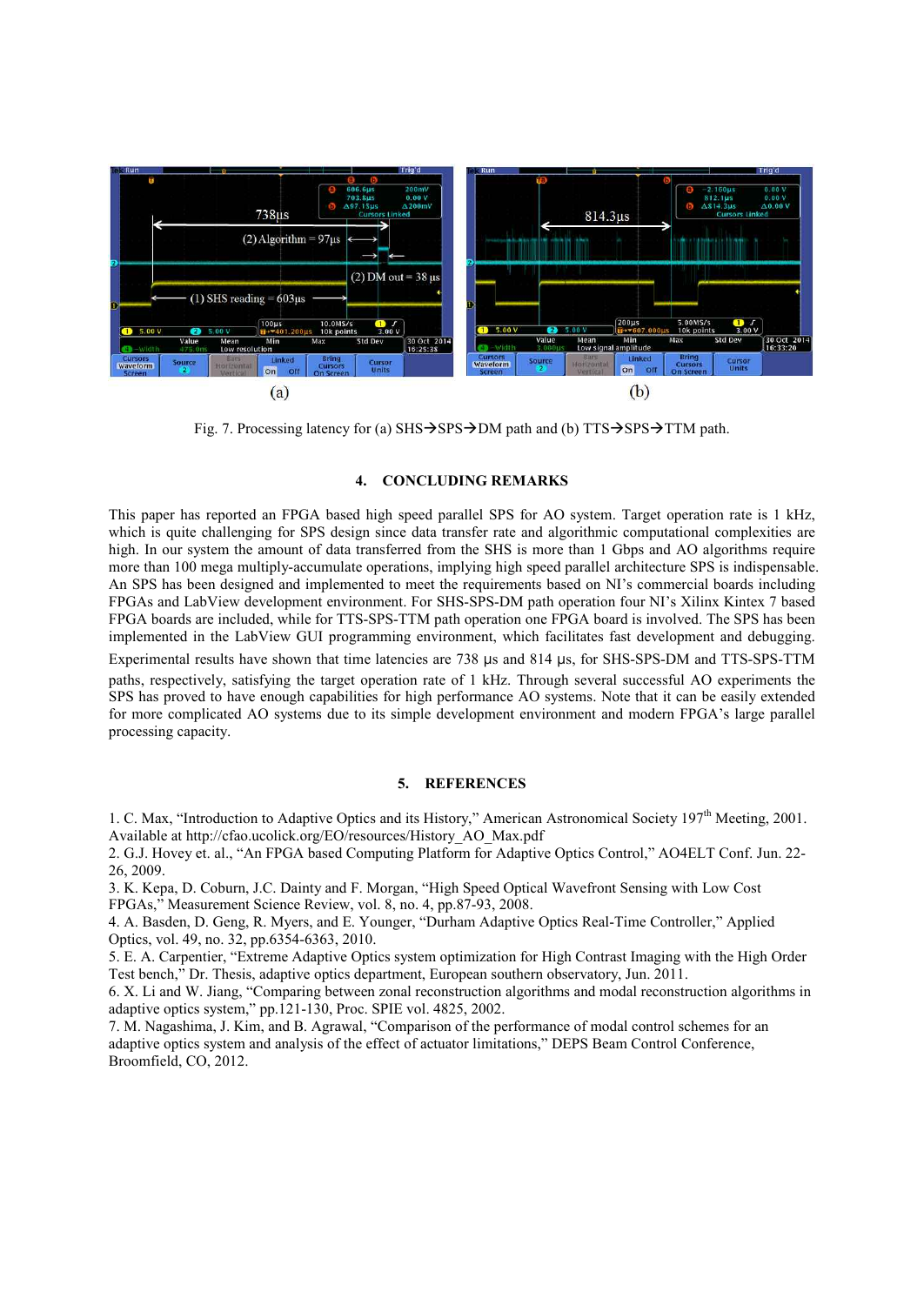738μs

(2) Algorithm = 97μs

(2) DM out = 38 μs

(1) SHS reading = 603μs

(a)

814.3μs

(b)

Fig. 7. Processing latency for (a) SHS→SPS→DM path and (b) TTS→SPS→TTM path.

## 4. CONCLUDING REMARKS

This paper has reported an FPGA based high speed parallel SPS for AO system. Target operation rate is 1 kHz, which is quite challenging for SPS design since data transfer rate and algorithmic computational complexities are high. In our system the amount of data transferred from the SHS is more than 1 Gbps and AO algorithms require more than 100 mega multiply-accumulate operations, implying high speed parallel architecture SPS is indispensable. An SPS has been designed and implemented to meet the requirements based on NI's commercial boards including FPGAs and LabView development environment. For SHS-SPS-DM path operation four NI's Xilinx Kintex 7 based FPGA boards are included, while for TTS-SPS-TTM path operation one FPGA board is involved. The SPS has been implemented in the LabView GUI programming environment, which facilitates fast development and debugging.

Experimental results have shown that time latencies are 738 μs and 814 μs, for SHS-SPS-DM and TTS-SPS-TTM paths, respectively, satisfying the target operation rate of 1 kHz. Through several successful AO experiments the SPS has proved to have enough capabilities for high performance AO systems. Note that it can be easily extended for more complicated AO systems due to its simple development environment and modern FPGA's large parallel processing capacity.

## 5. REFERENCES

1. C. Max, "Introduction to Adaptive Optics and its History," American Astronomical Society 197th Meeting, 2001. Available at http://cfao.ucolick.org/EO/resources/History_AO_Max.pdf
2. G.J. Hovey et. al., "An FPGA based Computing Platform for Adaptive Optics Control," AO4ELT Conf. Jun. 22-26, 2009.
3. K. Kepa, D. Coburn, J.C. Dainty and F. Morgan, "High Speed Optical Wavefront Sensing with Low Cost FPGAs," Measurement Science Review, vol. 8, no. 4, pp.87-93, 2008.
4. A. Basden, D. Geng, R. Myers, and E. Younger, "Durham Adaptive Optics Real-Time Controller," Applied Optics, vol. 49, no. 32, pp.6354-6363, 2010.
5. E. A. Carpentier, "Extreme Adaptive Optics system optimization for High Contrast Imaging with the High Order Test bench," Dr. Thesis, adaptive optics department, European southern observatory, Jun. 2011.
6. X. Li and W. Jiang, "Comparing between zonal reconstruction algorithms and modal reconstruction algorithms in adaptive optics system," pp.121-130, Proc. SPIE vol. 4825, 2002.
7. M. Nagashima, J. Kim, and B. Agrawal, "Comparison of the performance of modal control schemes for an adaptive optics system and analysis of the effect of actuator limitations," DEPS Beam Control Conference, Broomfield, CO, 2012.